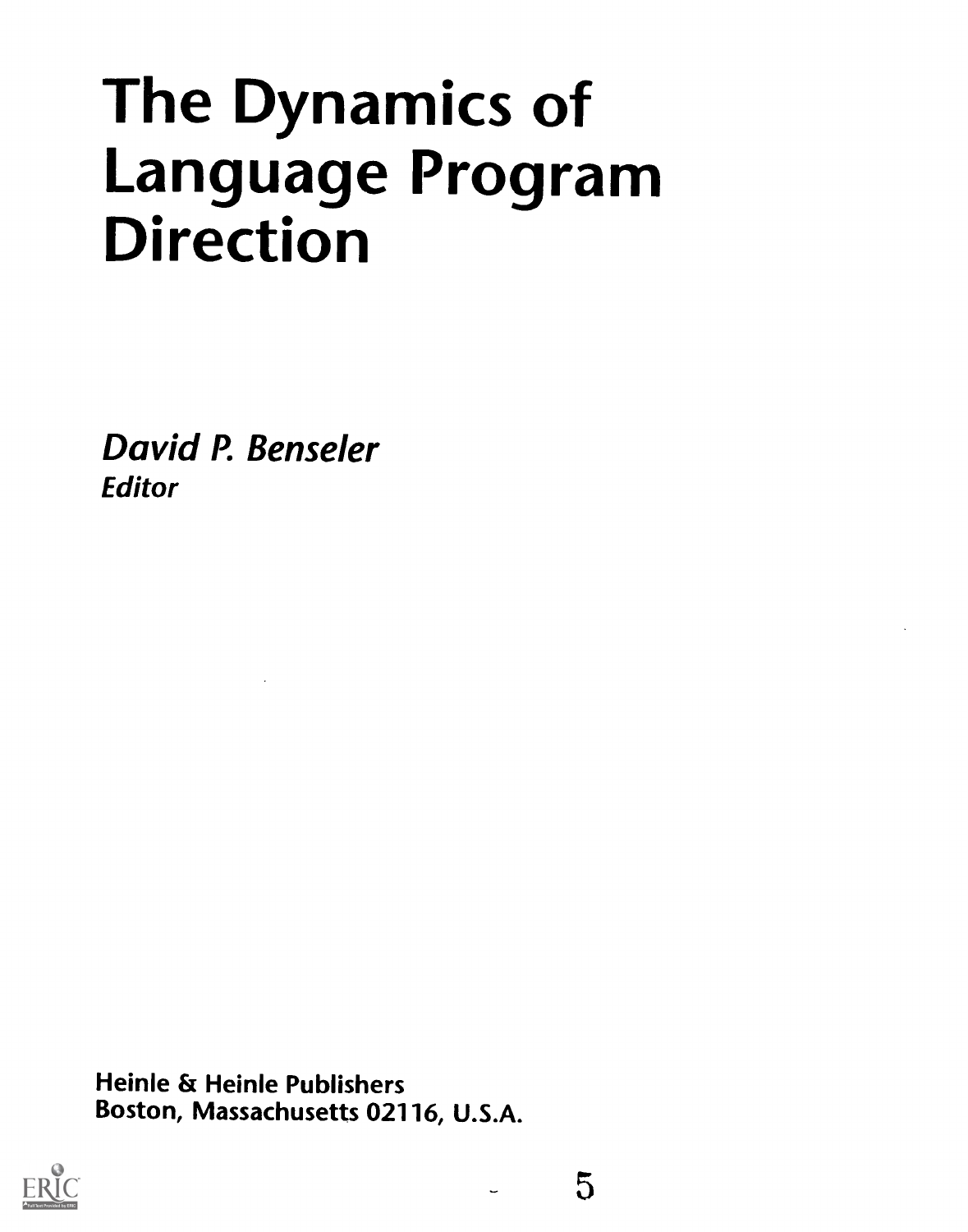# The Dynamics of Language Program Direction

*David P. Benseler*
***Editor***

**Heinle & Heinle Publishers**
**Boston, Massachusetts 02116, U.S.A.**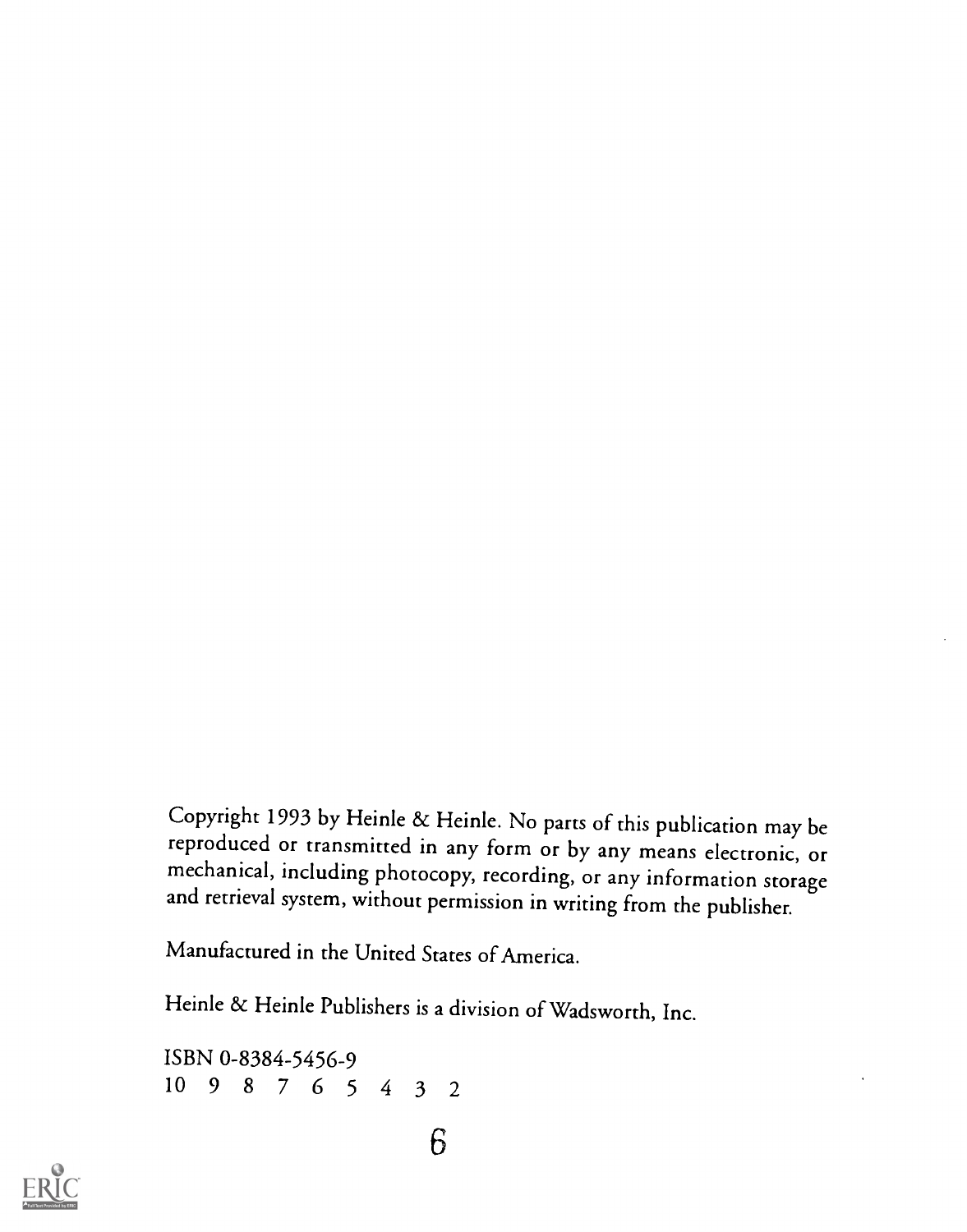Copyright 1993 by Heinle & Heinle. No parts of this publication may be reproduced or transmitted in any form or by any means electronic, or mechanical, including photocopy, recording, or any information storage and retrieval system, without permission in writing from the publisher.

Manufactured in the United States of America.

Heinle & Heinle Publishers is a division of Wadsworth, Inc.

ISBN 0-8384-5456-9
10 9 8 7 6 5 4 3 2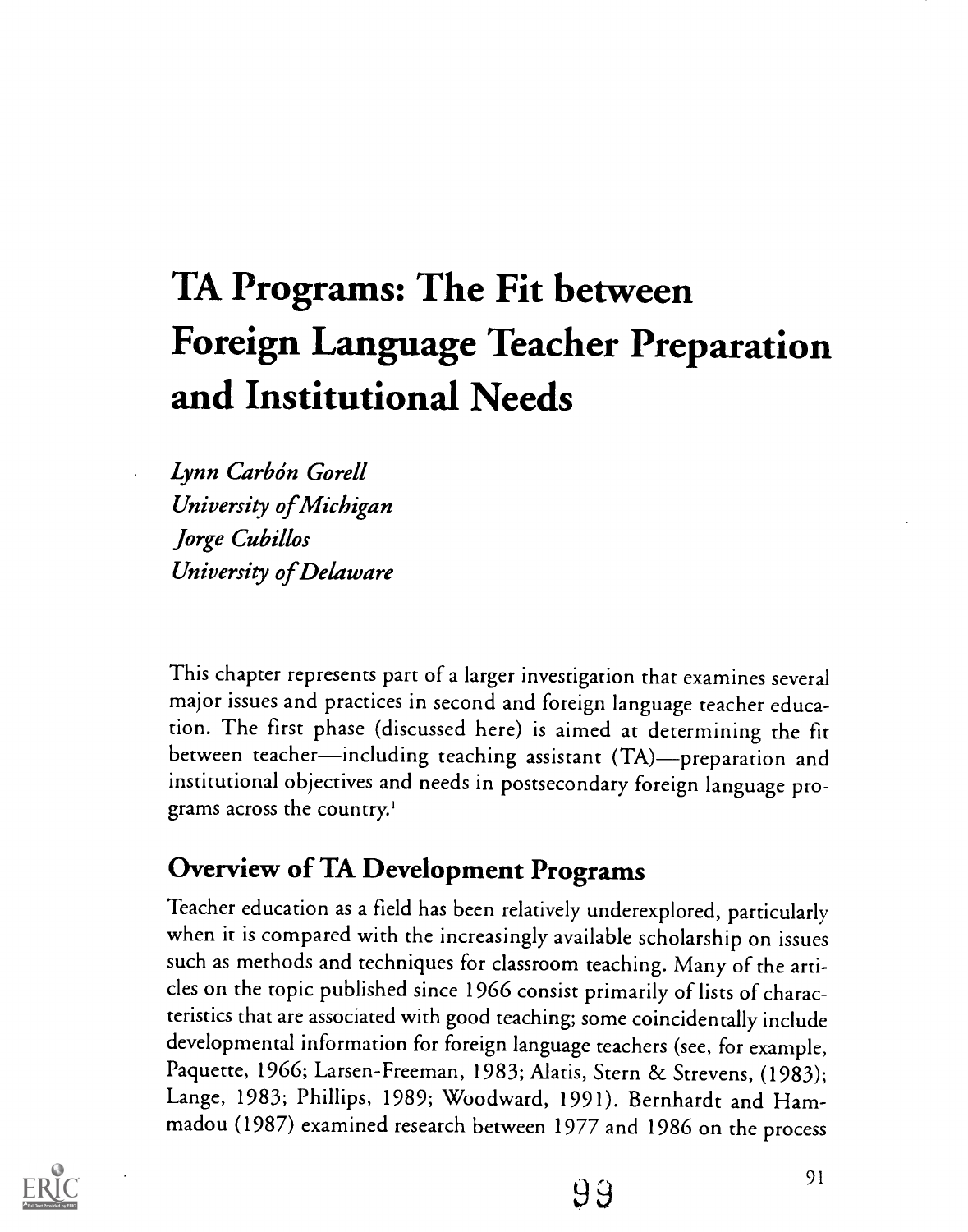# TA Programs: The Fit between Foreign Language Teacher Preparation and Institutional Needs

*Lynn Carbón Gorell*
*University of Michigan*
*Jorge Cubillos*
*University of Delaware*

This chapter represents part of a larger investigation that examines several major issues and practices in second and foreign language teacher education. The first phase (discussed here) is aimed at determining the fit between teacher—including teaching assistant (TA)—preparation and institutional objectives and needs in postsecondary foreign language programs across the country.[1]

## Overview of TA Development Programs

Teacher education as a field has been relatively underexplored, particularly when it is compared with the increasingly available scholarship on issues such as methods and techniques for classroom teaching. Many of the articles on the topic published since 1966 consist primarily of lists of characteristics that are associated with good teaching; some coincidentally include developmental information for foreign language teachers (see, for example, Paquette, 1966; Larsen-Freeman, 1983; Alatis, Stern & Strevens, (1983); Lange, 1983; Phillips, 1989; Woodward, 1991). Bernhardt and Hammadou (1987) examined research between 1977 and 1986 on the process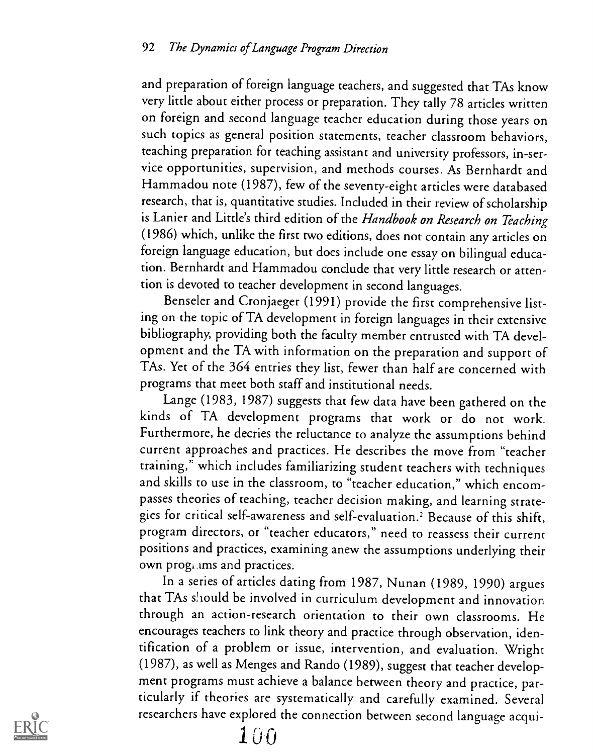and preparation of foreign language teachers, and suggested that TAs know very little about either process or preparation. They tally 78 articles written on foreign and second language teacher education during those years on such topics as general position statements, teacher classroom behaviors, teaching preparation for teaching assistant and university professors, in-service opportunities, supervision, and methods courses. As Bernhardt and Hammadou note (1987), few of the seventy-eight articles were databased research, that is, quantitative studies. Included in their review of scholarship is Lanier and Little's third edition of the *Handbook on Research on Teaching* (1986) which, unlike the first two editions, does not contain any articles on foreign language education, but does include one essay on bilingual education. Bernhardt and Hammadou conclude that very little research or attention is devoted to teacher development in second languages.

Benseler and Cronjaeger (1991) provide the first comprehensive listing on the topic of TA development in foreign languages in their extensive bibliography, providing both the faculty member entrusted with TA development and the TA with information on the preparation and support of TAs. Yet of the 364 entries they list, fewer than half are concerned with programs that meet both staff and institutional needs.

Lange (1983, 1987) suggests that few data have been gathered on the kinds of TA development programs that work or do not work. Furthermore, he decries the reluctance to analyze the assumptions behind current approaches and practices. He describes the move from "teacher training," which includes familiarizing student teachers with techniques and skills to use in the classroom, to "teacher education," which encompasses theories of teaching, teacher decision making, and learning strategies for critical self-awareness and self-evaluation.[2] Because of this shift, program directors, or "teacher educators," need to reassess their current positions and practices, examining anew the assumptions underlying their own programs and practices.

In a series of articles dating from 1987, Nunan (1989, 1990) argues that TAs should be involved in curriculum development and innovation through an action-research orientation to their own classrooms. He encourages teachers to link theory and practice through observation, identification of a problem or issue, intervention, and evaluation. Wright (1987), as well as Menges and Rando (1989), suggest that teacher development programs must achieve a balance between theory and practice, particularly if theories are systematically and carefully examined. Several researchers have explored the connection between second language acqui-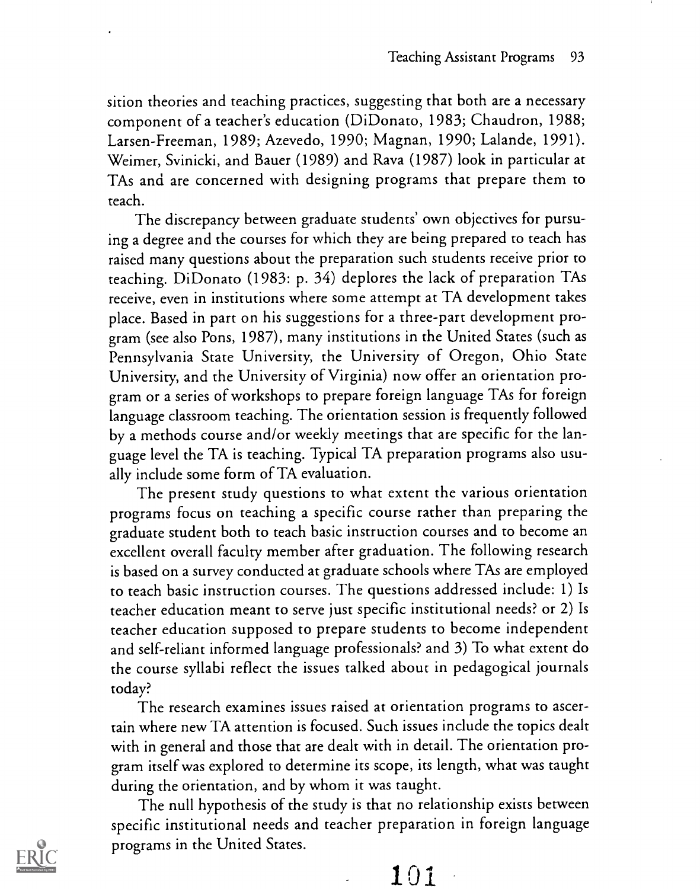sition theories and teaching practices, suggesting that both are a necessary component of a teacher's education (DiDonato, 1983; Chaudron, 1988; Larsen-Freeman, 1989; Azevedo, 1990; Magnan, 1990; Lalande, 1991). Weimer, Svinicki, and Bauer (1989) and Rava (1987) look in particular at TAs and are concerned with designing programs that prepare them to teach.

The discrepancy between graduate students' own objectives for pursuing a degree and the courses for which they are being prepared to teach has raised many questions about the preparation such students receive prior to teaching. DiDonato (1983: p. 34) deplores the lack of preparation TAs receive, even in institutions where some attempt at TA development takes place. Based in part on his suggestions for a three-part development program (see also Pons, 1987), many institutions in the United States (such as Pennsylvania State University, the University of Oregon, Ohio State University, and the University of Virginia) now offer an orientation program or a series of workshops to prepare foreign language TAs for foreign language classroom teaching. The orientation session is frequently followed by a methods course and/or weekly meetings that are specific for the language level the TA is teaching. Typical TA preparation programs also usually include some form of TA evaluation.

The present study questions to what extent the various orientation programs focus on teaching a specific course rather than preparing the graduate student both to teach basic instruction courses and to become an excellent overall faculty member after graduation. The following research is based on a survey conducted at graduate schools where TAs are employed to teach basic instruction courses. The questions addressed include: 1) Is teacher education meant to serve just specific institutional needs? or 2) Is teacher education supposed to prepare students to become independent and self-reliant informed language professionals? and 3) To what extent do the course syllabi reflect the issues talked about in pedagogical journals today?

The research examines issues raised at orientation programs to ascertain where new TA attention is focused. Such issues include the topics dealt with in general and those that are dealt with in detail. The orientation program itself was explored to determine its scope, its length, what was taught during the orientation, and by whom it was taught.

The null hypothesis of the study is that no relationship exists between specific institutional needs and teacher preparation in foreign language programs in the United States.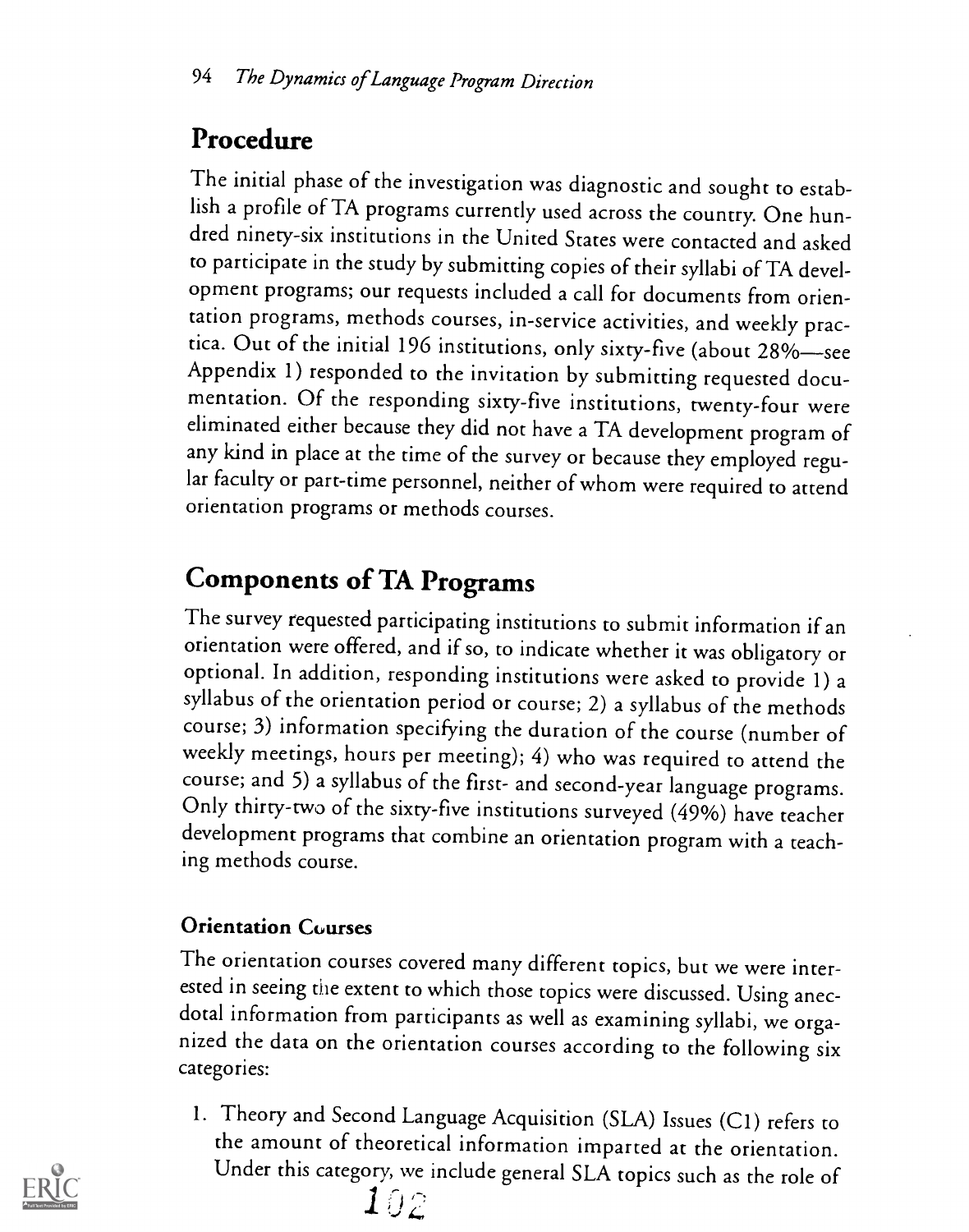## Procedure

The initial phase of the investigation was diagnostic and sought to establish a profile of TA programs currently used across the country. One hundred ninety-six institutions in the United States were contacted and asked to participate in the study by submitting copies of their syllabi of TA development programs; our requests included a call for documents from orientation programs, methods courses, in-service activities, and weekly practica. Out of the initial 196 institutions, only sixty-five (about 28%—see Appendix 1) responded to the invitation by submitting requested documentation. Of the responding sixty-five institutions, twenty-four were eliminated either because they did not have a TA development program of any kind in place at the time of the survey or because they employed regular faculty or part-time personnel, neither of whom were required to attend orientation programs or methods courses.

## Components of TA Programs

The survey requested participating institutions to submit information if an orientation were offered, and if so, to indicate whether it was obligatory or optional. In addition, responding institutions were asked to provide 1) a syllabus of the orientation period or course; 2) a syllabus of the methods course; 3) information specifying the duration of the course (number of weekly meetings, hours per meeting); 4) who was required to attend the course; and 5) a syllabus of the first- and second-year language programs. Only thirty-two of the sixty-five institutions surveyed (49%) have teacher development programs that combine an orientation program with a teaching methods course.

### Orientation Courses

The orientation courses covered many different topics, but we were interested in seeing the extent to which those topics were discussed. Using anecdotal information from participants as well as examining syllabi, we organized the data on the orientation courses according to the following six categories:

1. Theory and Second Language Acquisition (SLA) Issues (C1) refers to the amount of theoretical information imparted at the orientation. Under this category, we include general SLA topics such as the role of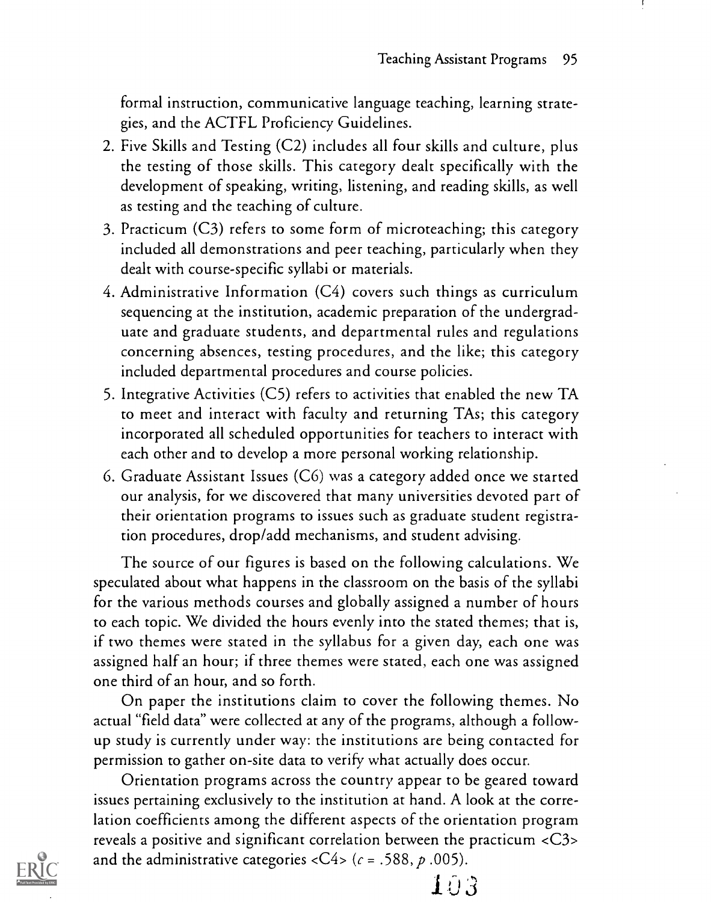formal instruction, communicative language teaching, learning strategies, and the ACTFL Proficiency Guidelines.

2. Five Skills and Testing (C2) includes all four skills and culture, plus the testing of those skills. This category dealt specifically with the development of speaking, writing, listening, and reading skills, as well as testing and the teaching of culture.
3. Practicum (C3) refers to some form of microteaching; this category included all demonstrations and peer teaching, particularly when they dealt with course-specific syllabi or materials.
4. Administrative Information (C4) covers such things as curriculum sequencing at the institution, academic preparation of the undergraduate and graduate students, and departmental rules and regulations concerning absences, testing procedures, and the like; this category included departmental procedures and course policies.
5. Integrative Activities (C5) refers to activities that enabled the new TA to meet and interact with faculty and returning TAs; this category incorporated all scheduled opportunities for teachers to interact with each other and to develop a more personal working relationship.
6. Graduate Assistant Issues (C6) was a category added once we started our analysis, for we discovered that many universities devoted part of their orientation programs to issues such as graduate student registration procedures, drop/add mechanisms, and student advising.

The source of our figures is based on the following calculations. We speculated about what happens in the classroom on the basis of the syllabi for the various methods courses and globally assigned a number of hours to each topic. We divided the hours evenly into the stated themes; that is, if two themes were stated in the syllabus for a given day, each one was assigned half an hour; if three themes were stated, each one was assigned one third of an hour, and so forth.

On paper the institutions claim to cover the following themes. No actual "field data" were collected at any of the programs, although a follow-up study is currently under way: the institutions are being contacted for permission to gather on-site data to verify what actually does occur.

Orientation programs across the country appear to be geared toward issues pertaining exclusively to the institution at hand. A look at the correlation coefficients among the different aspects of the orientation program reveals a positive and significant correlation between the practicum <C3> and the administrative categories <C4> ($c = .588$, $p$ .005).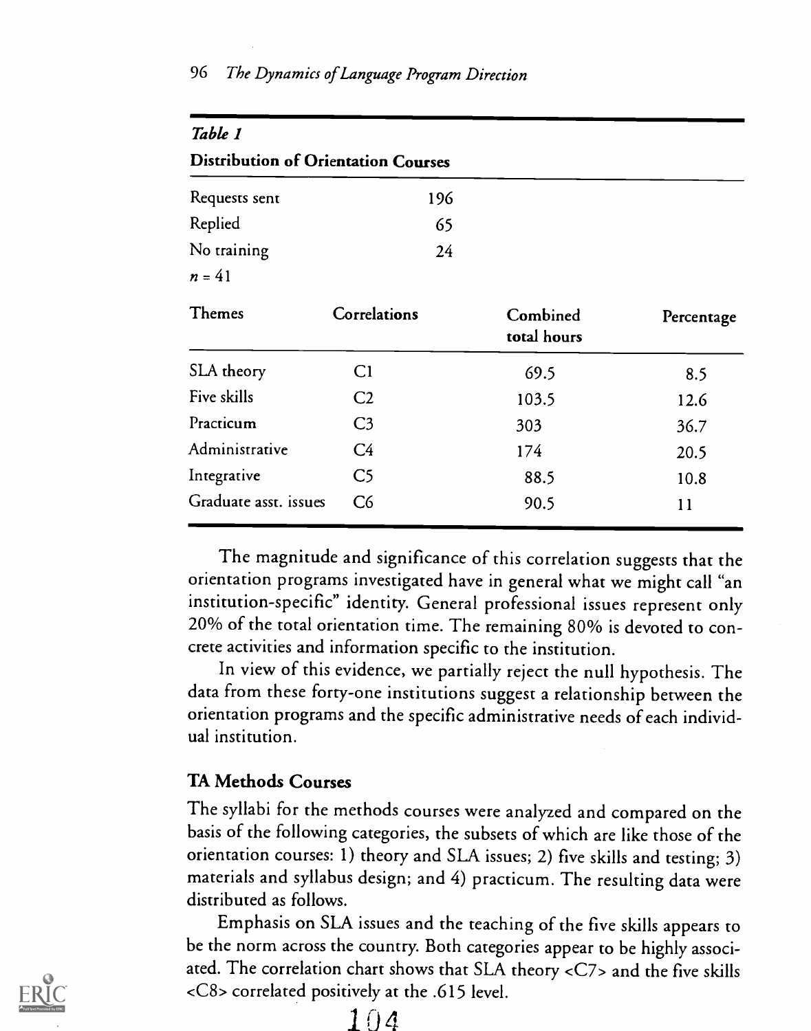*Table 1*

**Distribution of Orientation Courses**

| | | | |
|---|---|---|---|
| Requests sent | 196 | | |
| Replied | 65 | | |
| No training | 24 | | |
| $n = 41$ | | | |
| **Themes** | **Correlations** | **Combined total hours** | **Percentage** |
| SLA theory | C1 | 69.5 | 8.5 |
| Five skills | C2 | 103.5 | 12.6 |
| Practicum | C3 | 303 | 36.7 |
| Administrative | C4 | 174 | 20.5 |
| Integrative | C5 | 88.5 | 10.8 |
| Graduate asst. issues | C6 | 90.5 | 11 |

The magnitude and significance of this correlation suggests that the orientation programs investigated have in general what we might call "an institution-specific" identity. General professional issues represent only 20% of the total orientation time. The remaining 80% is devoted to concrete activities and information specific to the institution.

In view of this evidence, we partially reject the null hypothesis. The data from these forty-one institutions suggest a relationship between the orientation programs and the specific administrative needs of each individual institution.

## TA Methods Courses

The syllabi for the methods courses were analyzed and compared on the basis of the following categories, the subsets of which are like those of the orientation courses: 1) theory and SLA issues; 2) five skills and testing; 3) materials and syllabus design; and 4) practicum. The resulting data were distributed as follows.

Emphasis on SLA issues and the teaching of the five skills appears to be the norm across the country. Both categories appear to be highly associated. The correlation chart shows that SLA theory <C7> and the five skills <C8> correlated positively at the .615 level.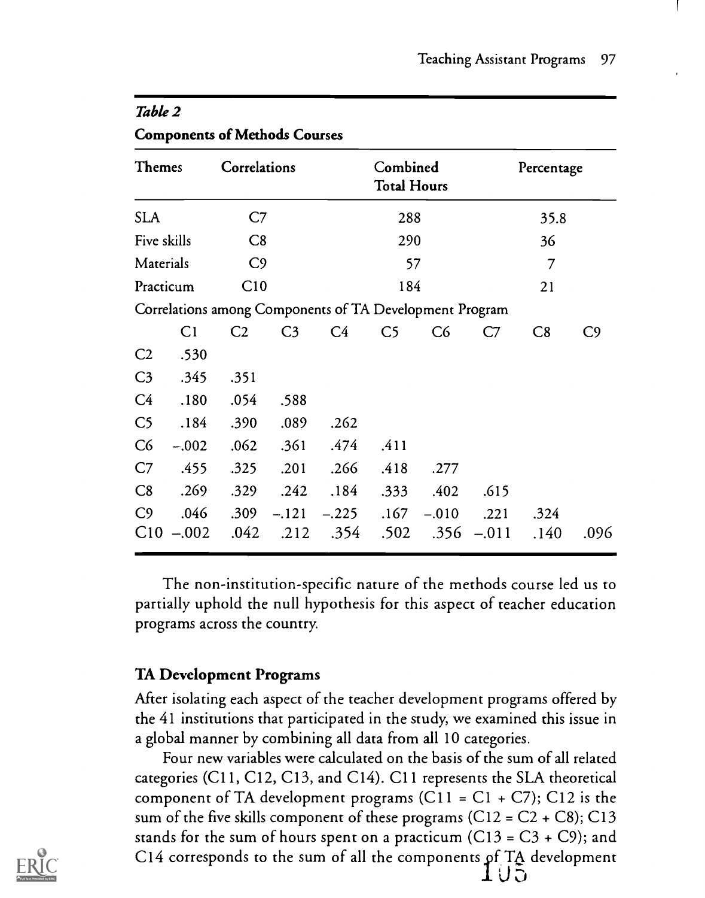*Table 2*

**Components of Methods Courses**

| Themes | Correlations | Combined Total Hours | Percentage |
|---|---|---|---|
| SLA | C7 | 288 | 35.8 |
| Five skills | C8 | 290 | 36 |
| Materials | C9 | 57 | 7 |
| Practicum | C10 | 184 | 21 |

Correlations among Components of TA Development Program

| | C1 | C2 | C3 | C4 | C5 | C6 | C7 | C8 | C9 |
|---|---|---|---|---|---|---|---|---|---|
| C2 | .530 | | | | | | | | |
| C3 | .345 | .351 | | | | | | | |
| C4 | .180 | .054 | .588 | | | | | | |
| C5 | .184 | .390 | .089 | .262 | | | | | |
| C6 | –.002 | .062 | .361 | .474 | .411 | | | | |
| C7 | .455 | .325 | .201 | .266 | .418 | .277 | | | |
| C8 | .269 | .329 | .242 | .184 | .333 | .402 | .615 | | |
| C9 | .046 | .309 | –.121 | –.225 | .167 | –.010 | .221 | .324 | |
| C10 | –.002 | .042 | .212 | .354 | .502 | .356 | –.011 | .140 | .096 |

The non-institution-specific nature of the methods course led us to partially uphold the null hypothesis for this aspect of teacher education programs across the country.

### TA Development Programs

After isolating each aspect of the teacher development programs offered by the 41 institutions that participated in the study, we examined this issue in a global manner by combining all data from all 10 categories.

Four new variables were calculated on the basis of the sum of all related categories (C11, C12, C13, and C14). C11 represents the SLA theoretical component of TA development programs (C11 = C1 + C7); C12 is the sum of the five skills component of these programs (C12 = C2 + C8); C13 stands for the sum of hours spent on a practicum (C13 = C3 + C9); and C14 corresponds to the sum of all the components of TA development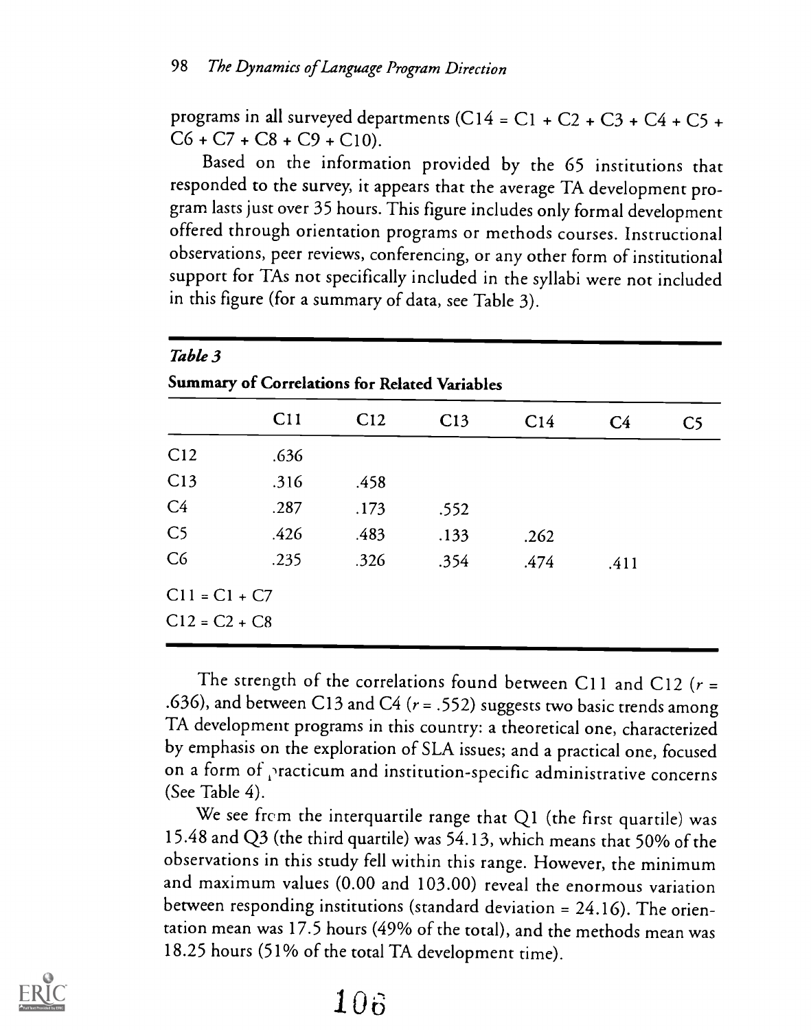programs in all surveyed departments (C14 = C1 + C2 + C3 + C4 + C5 + C6 + C7 + C8 + C9 + C10).

Based on the information provided by the 65 institutions that responded to the survey, it appears that the average TA development program lasts just over 35 hours. This figure includes only formal development offered through orientation programs or methods courses. Instructional observations, peer reviews, conferencing, or any other form of institutional support for TAs not specifically included in the syllabi were not included in this figure (for a summary of data, see Table 3).

*Table 3*

**Summary of Correlations for Related Variables**

| | C11 | C12 | C13 | C14 | C4 | C5 |
|---|---|---|---|---|---|---|
| C12 | .636 | | | | | |
| C13 | .316 | .458 | | | | |
| C4 | .287 | .173 | .552 | | | |
| C5 | .426 | .483 | .133 | .262 | | |
| C6 | .235 | .326 | .354 | .474 | .411 | |

C11 = C1 + C7
C12 = C2 + C8

The strength of the correlations found between C11 and C12 ($r$ = .636), and between C13 and C4 ($r$ = .552) suggests two basic trends among TA development programs in this country: a theoretical one, characterized by emphasis on the exploration of SLA issues; and a practical one, focused on a form of practicum and institution-specific administrative concerns (See Table 4).

We see from the interquartile range that Q1 (the first quartile) was 15.48 and Q3 (the third quartile) was 54.13, which means that 50% of the observations in this study fell within this range. However, the minimum and maximum values (0.00 and 103.00) reveal the enormous variation between responding institutions (standard deviation = 24.16). The orientation mean was 17.5 hours (49% of the total), and the methods mean was 18.25 hours (51% of the total TA development time).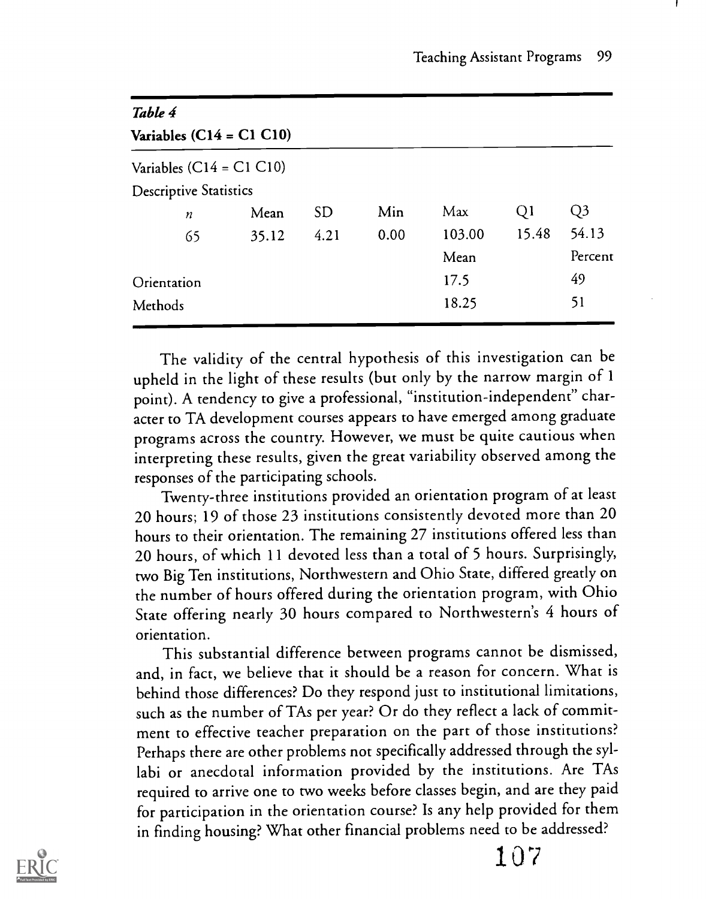*Table 4*
**Variables (C14 = C1 C10)**

Variables (C14 = C1 C10)

Descriptive Statistics

| $n$ | Mean | SD | Min | Max | Q1 | Q3 |
|---|---|---|---|---|---|---|
| 65 | 35.12 | 4.21 | 0.00 | 103.00 | 15.48 | 54.13 |
| | | | | Mean | | Percent |
| Orientation | | | | 17.5 | | 49 |
| Methods | | | | 18.25 | | 51 |

The validity of the central hypothesis of this investigation can be upheld in the light of these results (but only by the narrow margin of 1 point). A tendency to give a professional, "institution-independent" character to TA development courses appears to have emerged among graduate programs across the country. However, we must be quite cautious when interpreting these results, given the great variability observed among the responses of the participating schools.

Twenty-three institutions provided an orientation program of at least 20 hours; 19 of those 23 institutions consistently devoted more than 20 hours to their orientation. The remaining 27 institutions offered less than 20 hours, of which 11 devoted less than a total of 5 hours. Surprisingly, two Big Ten institutions, Northwestern and Ohio State, differed greatly on the number of hours offered during the orientation program, with Ohio State offering nearly 30 hours compared to Northwestern's 4 hours of orientation.

This substantial difference between programs cannot be dismissed, and, in fact, we believe that it should be a reason for concern. What is behind those differences? Do they respond just to institutional limitations, such as the number of TAs per year? Or do they reflect a lack of commitment to effective teacher preparation on the part of those institutions? Perhaps there are other problems not specifically addressed through the syllabi or anecdotal information provided by the institutions. Are TAs required to arrive one to two weeks before classes begin, and are they paid for participation in the orientation course? Is any help provided for them in finding housing? What other financial problems need to be addressed?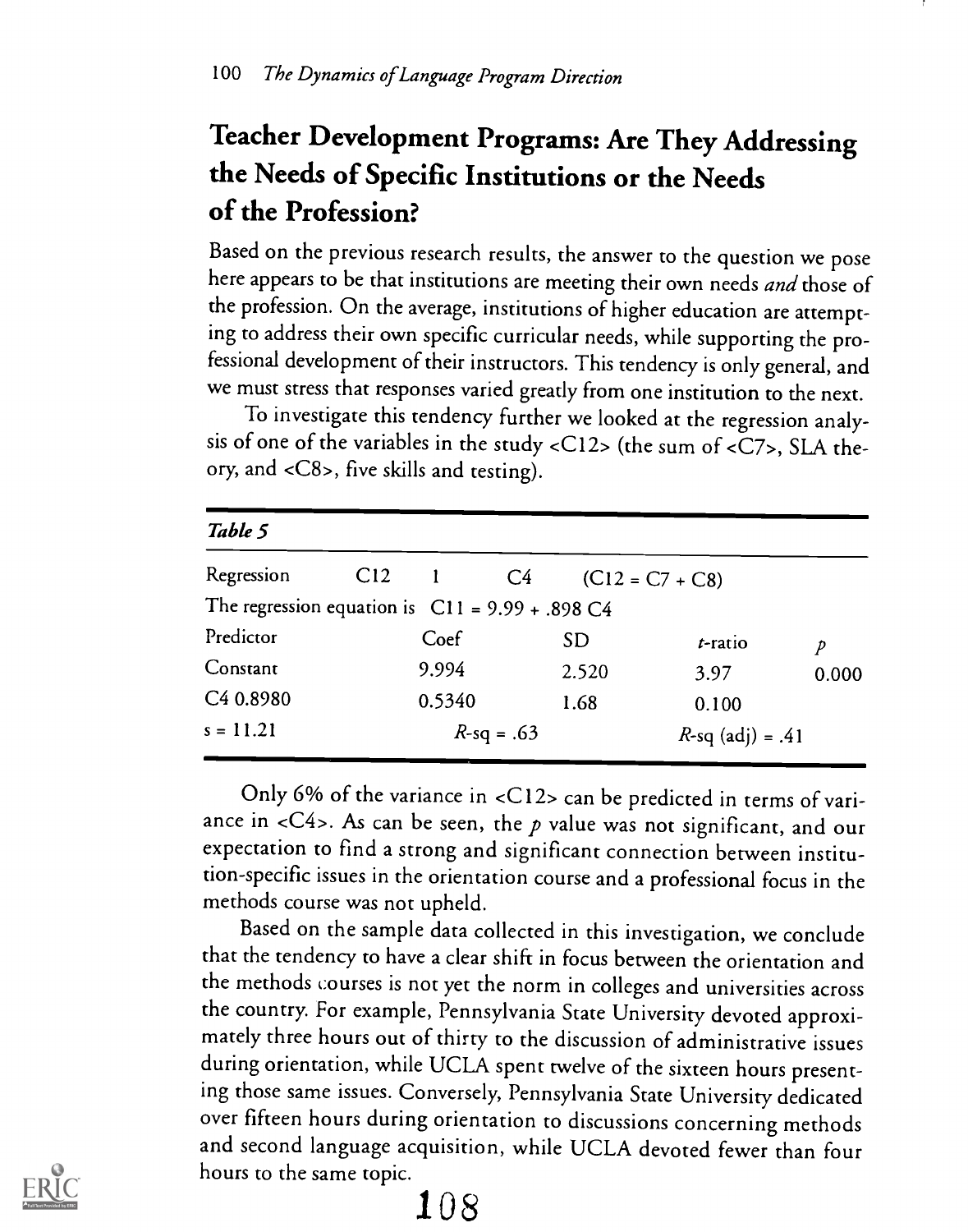## Teacher Development Programs: Are They Addressing the Needs of Specific Institutions or the Needs of the Profession?

Based on the previous research results, the answer to the question we pose here appears to be that institutions are meeting their own needs *and* those of the profession. On the average, institutions of higher education are attempting to address their own specific curricular needs, while supporting the professional development of their instructors. This tendency is only general, and we must stress that responses varied greatly from one institution to the next.

To investigate this tendency further we looked at the regression analysis of one of the variables in the study <C12> (the sum of <C7>, SLA theory, and <C8>, five skills and testing).

*Table 5*

| Regression | C12 | 1 | C4 | (C12 = C7 + C8) |
|---|---|---|---|---|
| The regression equation is C11 = 9.99 + .898 C4 | | | | |
| Predictor | Coef | SD | *t*-ratio | *p* |
| Constant | 9.994 | 2.520 | 3.97 | 0.000 |
| C4 0.8980 | 0.5340 | 1.68 | 0.100 | |
| s = 11.21 | *R*-sq = .63 | | *R*-sq (adj) = .41 | |

Only 6% of the variance in <C12> can be predicted in terms of variance in <C4>. As can be seen, the *p* value was not significant, and our expectation to find a strong and significant connection between institution-specific issues in the orientation course and a professional focus in the methods course was not upheld.

Based on the sample data collected in this investigation, we conclude that the tendency to have a clear shift in focus between the orientation and the methods courses is not yet the norm in colleges and universities across the country. For example, Pennsylvania State University devoted approximately three hours out of thirty to the discussion of administrative issues during orientation, while UCLA spent twelve of the sixteen hours presenting those same issues. Conversely, Pennsylvania State University dedicated over fifteen hours during orientation to discussions concerning methods and second language acquisition, while UCLA devoted fewer than four hours to the same topic.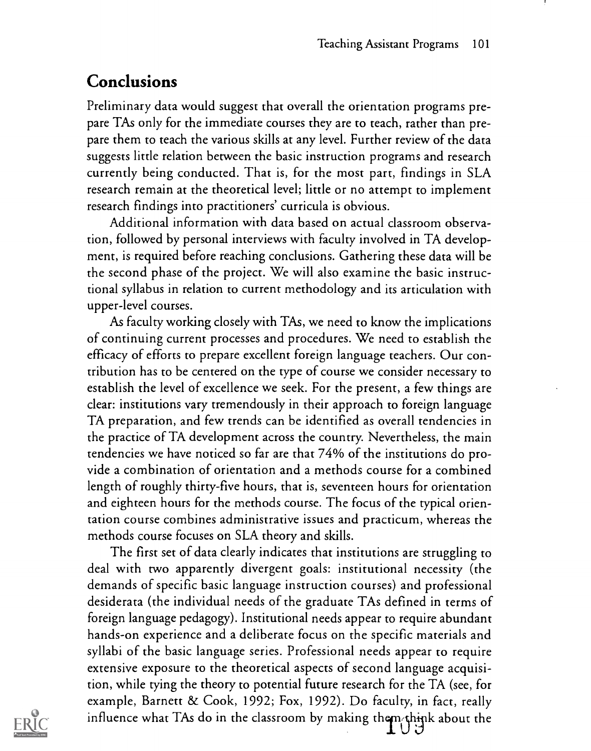## Conclusions

Preliminary data would suggest that overall the orientation programs prepare TAs only for the immediate courses they are to teach, rather than prepare them to teach the various skills at any level. Further review of the data suggests little relation between the basic instruction programs and research currently being conducted. That is, for the most part, findings in SLA research remain at the theoretical level; little or no attempt to implement research findings into practitioners' curricula is obvious.

Additional information with data based on actual classroom observation, followed by personal interviews with faculty involved in TA development, is required before reaching conclusions. Gathering these data will be the second phase of the project. We will also examine the basic instructional syllabus in relation to current methodology and its articulation with upper-level courses.

As faculty working closely with TAs, we need to know the implications of continuing current processes and procedures. We need to establish the efficacy of efforts to prepare excellent foreign language teachers. Our contribution has to be centered on the type of course we consider necessary to establish the level of excellence we seek. For the present, a few things are clear: institutions vary tremendously in their approach to foreign language TA preparation, and few trends can be identified as overall tendencies in the practice of TA development across the country. Nevertheless, the main tendencies we have noticed so far are that 74% of the institutions do provide a combination of orientation and a methods course for a combined length of roughly thirty-five hours, that is, seventeen hours for orientation and eighteen hours for the methods course. The focus of the typical orientation course combines administrative issues and practicum, whereas the methods course focuses on SLA theory and skills.

The first set of data clearly indicates that institutions are struggling to deal with two apparently divergent goals: institutional necessity (the demands of specific basic language instruction courses) and professional desiderata (the individual needs of the graduate TAs defined in terms of foreign language pedagogy). Institutional needs appear to require abundant hands-on experience and a deliberate focus on the specific materials and syllabi of the basic language series. Professional needs appear to require extensive exposure to the theoretical aspects of second language acquisition, while tying the theory to potential future research for the TA (see, for example, Barnett & Cook, 1992; Fox, 1992). Do faculty, in fact, really influence what TAs do in the classroom by making them think about the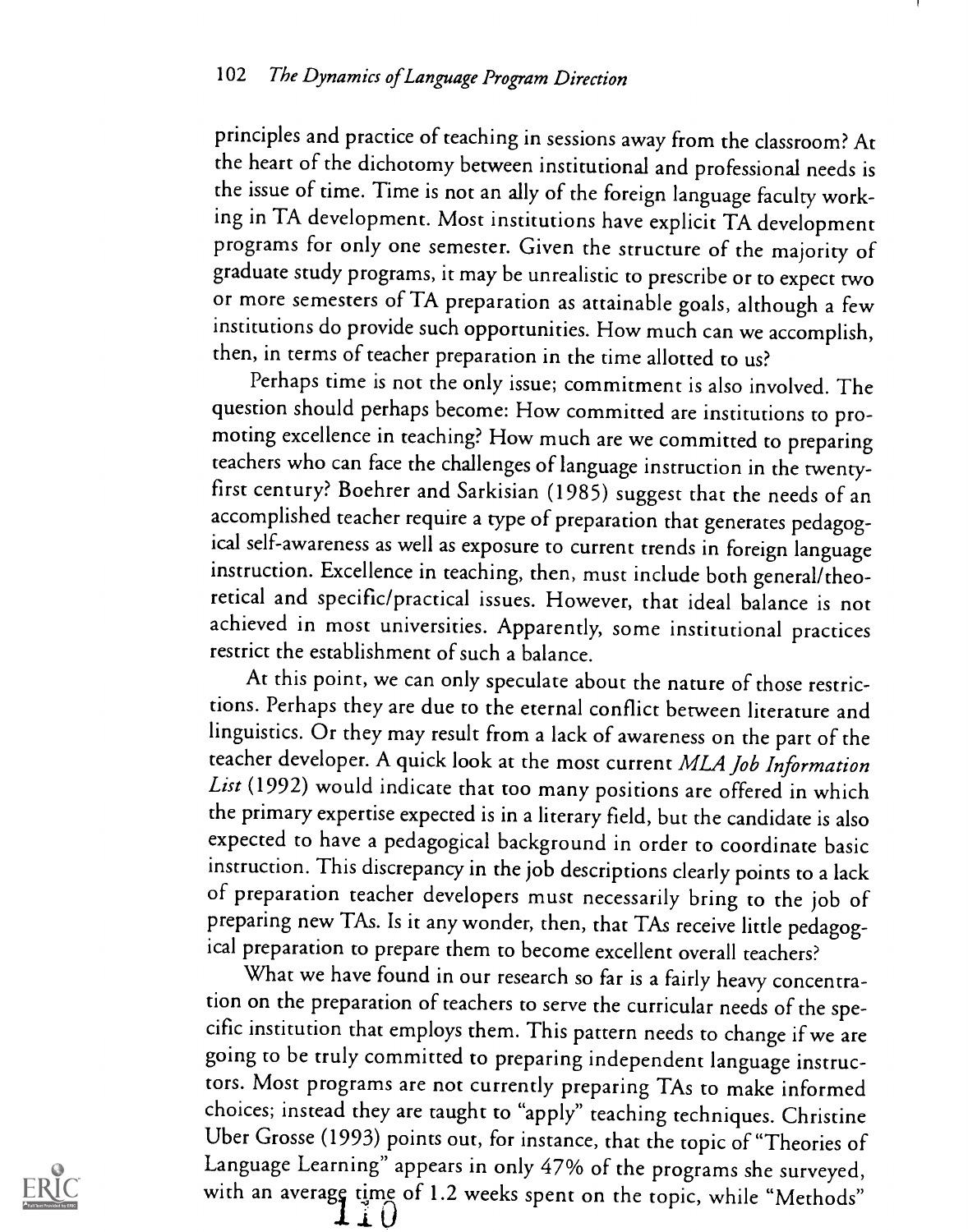principles and practice of teaching in sessions away from the classroom? At the heart of the dichotomy between institutional and professional needs is the issue of time. Time is not an ally of the foreign language faculty working in TA development. Most institutions have explicit TA development programs for only one semester. Given the structure of the majority of graduate study programs, it may be unrealistic to prescribe or to expect two or more semesters of TA preparation as attainable goals, although a few institutions do provide such opportunities. How much can we accomplish, then, in terms of teacher preparation in the time allotted to us?

Perhaps time is not the only issue; commitment is also involved. The question should perhaps become: How committed are institutions to promoting excellence in teaching? How much are we committed to preparing teachers who can face the challenges of language instruction in the twenty-first century? Boehrer and Sarkisian (1985) suggest that the needs of an accomplished teacher require a type of preparation that generates pedagogical self-awareness as well as exposure to current trends in foreign language instruction. Excellence in teaching, then, must include both general/theoretical and specific/practical issues. However, that ideal balance is not achieved in most universities. Apparently, some institutional practices restrict the establishment of such a balance.

At this point, we can only speculate about the nature of those restrictions. Perhaps they are due to the eternal conflict between literature and linguistics. Or they may result from a lack of awareness on the part of the teacher developer. A quick look at the most current *MLA Job Information List* (1992) would indicate that too many positions are offered in which the primary expertise expected is in a literary field, but the candidate is also expected to have a pedagogical background in order to coordinate basic instruction. This discrepancy in the job descriptions clearly points to a lack of preparation teacher developers must necessarily bring to the job of preparing new TAs. Is it any wonder, then, that TAs receive little pedagogical preparation to prepare them to become excellent overall teachers?

What we have found in our research so far is a fairly heavy concentration on the preparation of teachers to serve the curricular needs of the specific institution that employs them. This pattern needs to change if we are going to be truly committed to preparing independent language instructors. Most programs are not currently preparing TAs to make informed choices; instead they are taught to "apply" teaching techniques. Christine Uber Grosse (1993) points out, for instance, that the topic of "Theories of Language Learning" appears in only 47% of the programs she surveyed, with an average time of 1.2 weeks spent on the topic, while "Methods"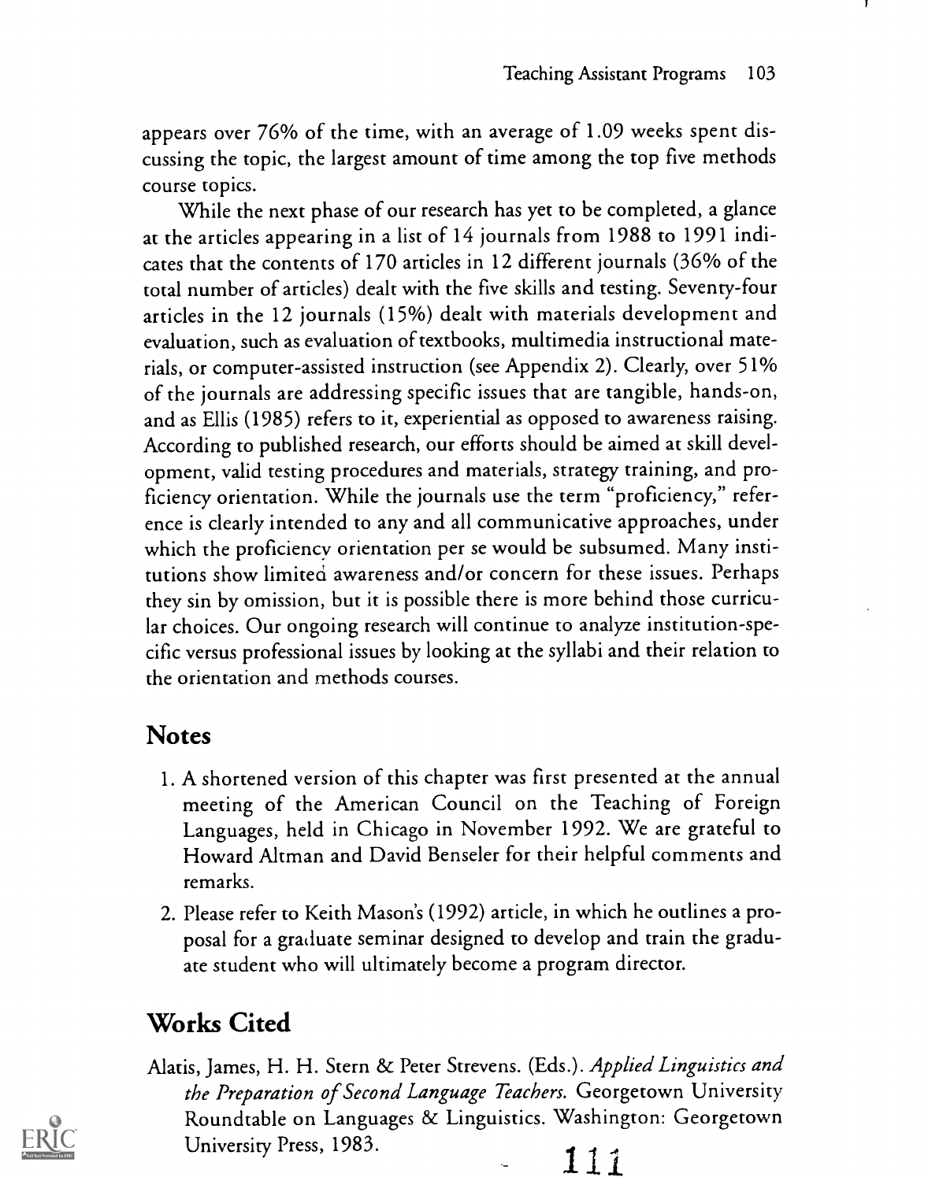appears over 76% of the time, with an average of 1.09 weeks spent discussing the topic, the largest amount of time among the top five methods course topics.

While the next phase of our research has yet to be completed, a glance at the articles appearing in a list of 14 journals from 1988 to 1991 indicates that the contents of 170 articles in 12 different journals (36% of the total number of articles) dealt with the five skills and testing. Seventy-four articles in the 12 journals (15%) dealt with materials development and evaluation, such as evaluation of textbooks, multimedia instructional materials, or computer-assisted instruction (see Appendix 2). Clearly, over 51% of the journals are addressing specific issues that are tangible, hands-on, and as Ellis (1985) refers to it, experiential as opposed to awareness raising. According to published research, our efforts should be aimed at skill development, valid testing procedures and materials, strategy training, and proficiency orientation. While the journals use the term "proficiency," reference is clearly intended to any and all communicative approaches, under which the proficiency orientation per se would be subsumed. Many institutions show limited awareness and/or concern for these issues. Perhaps they sin by omission, but it is possible there is more behind those curricular choices. Our ongoing research will continue to analyze institution-specific versus professional issues by looking at the syllabi and their relation to the orientation and methods courses.

## Notes

1. A shortened version of this chapter was first presented at the annual meeting of the American Council on the Teaching of Foreign Languages, held in Chicago in November 1992. We are grateful to Howard Altman and David Benseler for their helpful comments and remarks.
2. Please refer to Keith Mason's (1992) article, in which he outlines a proposal for a graduate seminar designed to develop and train the graduate student who will ultimately become a program director.

## Works Cited

Alatis, James, H. H. Stern & Peter Strevens. (Eds.). *Applied Linguistics and the Preparation of Second Language Teachers.* Georgetown University Roundtable on Languages & Linguistics. Washington: Georgetown University Press, 1983.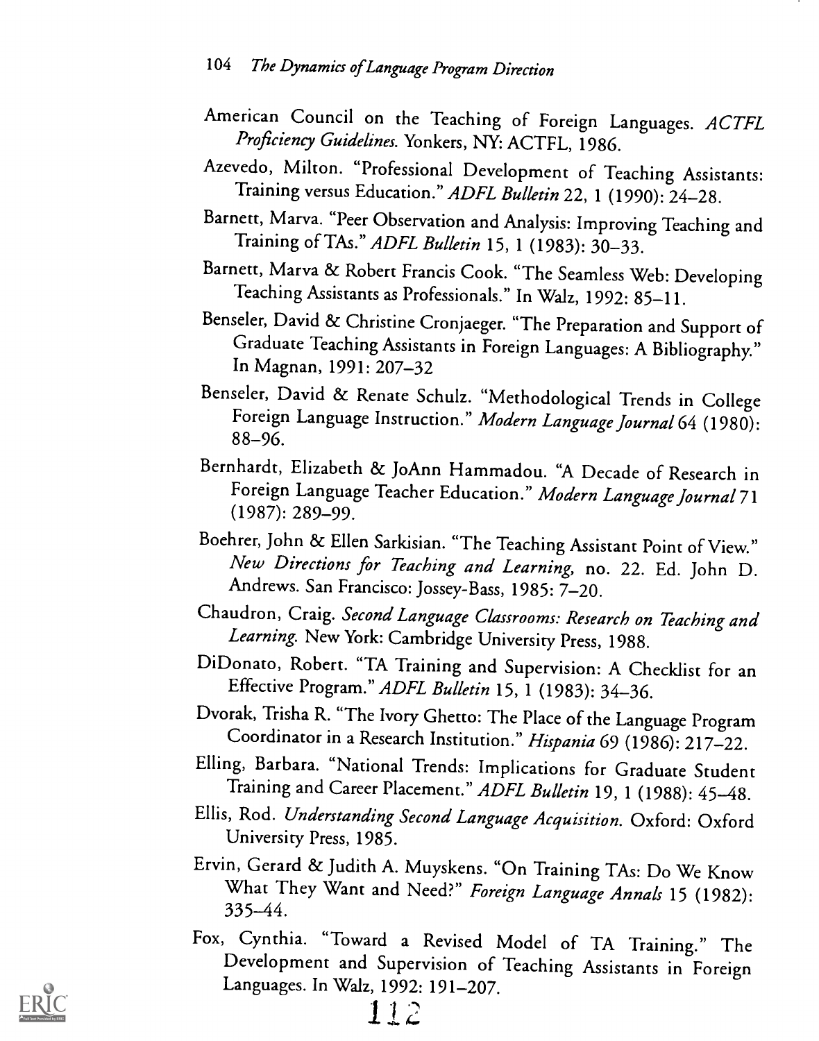American Council on the Teaching of Foreign Languages. *ACTFL Proficiency Guidelines*. Yonkers, NY: ACTFL, 1986.

Azevedo, Milton. "Professional Development of Teaching Assistants: Training versus Education." *ADFL Bulletin* 22, 1 (1990): 24–28.

Barnett, Marva. "Peer Observation and Analysis: Improving Teaching and Training of TAs." *ADFL Bulletin* 15, 1 (1983): 30–33.

Barnett, Marva & Robert Francis Cook. "The Seamless Web: Developing Teaching Assistants as Professionals." In Walz, 1992: 85–11.

Benseler, David & Christine Cronjaeger. "The Preparation and Support of Graduate Teaching Assistants in Foreign Languages: A Bibliography." In Magnan, 1991: 207–32

Benseler, David & Renate Schulz. "Methodological Trends in College Foreign Language Instruction." *Modern Language Journal* 64 (1980): 88–96.

Bernhardt, Elizabeth & JoAnn Hammadou. "A Decade of Research in Foreign Language Teacher Education." *Modern Language Journal* 71 (1987): 289–99.

Boehrer, John & Ellen Sarkisian. "The Teaching Assistant Point of View." *New Directions for Teaching and Learning*, no. 22. Ed. John D. Andrews. San Francisco: Jossey-Bass, 1985: 7–20.

Chaudron, Craig. *Second Language Classrooms: Research on Teaching and Learning*. New York: Cambridge University Press, 1988.

DiDonato, Robert. "TA Training and Supervision: A Checklist for an Effective Program." *ADFL Bulletin* 15, 1 (1983): 34–36.

Dvorak, Trisha R. "The Ivory Ghetto: The Place of the Language Program Coordinator in a Research Institution." *Hispania* 69 (1986): 217–22.

Elling, Barbara. "National Trends: Implications for Graduate Student Training and Career Placement." *ADFL Bulletin* 19, 1 (1988): 45–48.

Ellis, Rod. *Understanding Second Language Acquisition*. Oxford: Oxford University Press, 1985.

Ervin, Gerard & Judith A. Muyskens. "On Training TAs: Do We Know What They Want and Need?" *Foreign Language Annals* 15 (1982): 335–44.

Fox, Cynthia. "Toward a Revised Model of TA Training." The Development and Supervision of Teaching Assistants in Foreign Languages. In Walz, 1992: 191–207.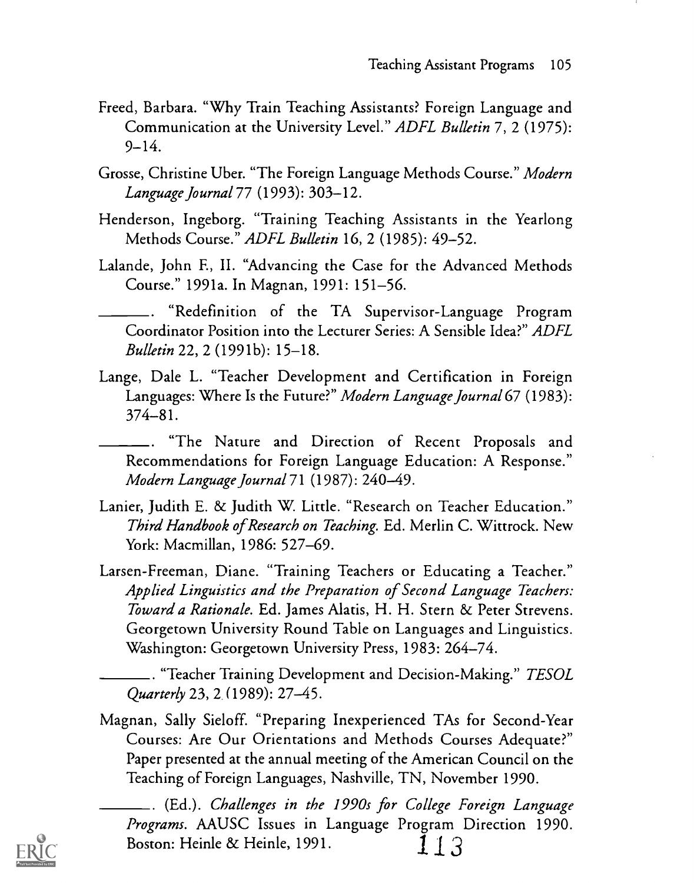Freed, Barbara. "Why Train Teaching Assistants? Foreign Language and Communication at the University Level." *ADFL Bulletin* 7, 2 (1975): 9–14.

Grosse, Christine Uber. "The Foreign Language Methods Course." *Modern Language Journal* 77 (1993): 303–12.

Henderson, Ingeborg. "Training Teaching Assistants in the Yearlong Methods Course." *ADFL Bulletin* 16, 2 (1985): 49–52.

Lalande, John F., II. "Advancing the Case for the Advanced Methods Course." 1991a. In Magnan, 1991: 151–56.

———. "Redefinition of the TA Supervisor-Language Program Coordinator Position into the Lecturer Series: A Sensible Idea?" *ADFL Bulletin* 22, 2 (1991b): 15–18.

Lange, Dale L. "Teacher Development and Certification in Foreign Languages: Where Is the Future?" *Modern Language Journal* 67 (1983): 374–81.

———. "The Nature and Direction of Recent Proposals and Recommendations for Foreign Language Education: A Response." *Modern Language Journal* 71 (1987): 240–49.

Lanier, Judith E. & Judith W. Little. "Research on Teacher Education." *Third Handbook of Research on Teaching.* Ed. Merlin C. Wittrock. New York: Macmillan, 1986: 527–69.

Larsen-Freeman, Diane. "Training Teachers or Educating a Teacher." *Applied Linguistics and the Preparation of Second Language Teachers: Toward a Rationale.* Ed. James Alatis, H. H. Stern & Peter Strevens. Georgetown University Round Table on Languages and Linguistics. Washington: Georgetown University Press, 1983: 264–74.

———. "Teacher Training Development and Decision-Making." *TESOL Quarterly* 23, 2 (1989): 27–45.

Magnan, Sally Sieloff. "Preparing Inexperienced TAs for Second-Year Courses: Are Our Orientations and Methods Courses Adequate?" Paper presented at the annual meeting of the American Council on the Teaching of Foreign Languages, Nashville, TN, November 1990.

———. (Ed.). *Challenges in the 1990s for College Foreign Language Programs.* AAUSC Issues in Language Program Direction 1990. Boston: Heinle & Heinle, 1991.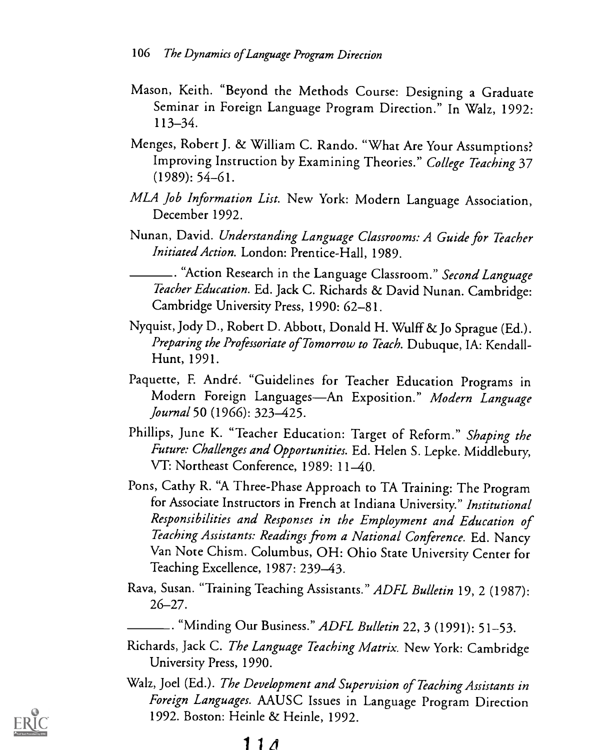Mason, Keith. "Beyond the Methods Course: Designing a Graduate Seminar in Foreign Language Program Direction." In Walz, 1992: 113–34.

Menges, Robert J. & William C. Rando. "What Are Your Assumptions? Improving Instruction by Examining Theories." *College Teaching* 37 (1989): 54–61.

*MLA Job Information List.* New York: Modern Language Association, December 1992.

Nunan, David. *Understanding Language Classrooms: A Guide for Teacher Initiated Action.* London: Prentice-Hall, 1989.

———. "Action Research in the Language Classroom." *Second Language Teacher Education.* Ed. Jack C. Richards & David Nunan. Cambridge: Cambridge University Press, 1990: 62–81.

Nyquist, Jody D., Robert D. Abbott, Donald H. Wulff & Jo Sprague (Ed.). *Preparing the Professoriate of Tomorrow to Teach.* Dubuque, IA: Kendall-Hunt, 1991.

Paquette, F. André. "Guidelines for Teacher Education Programs in Modern Foreign Languages—An Exposition." *Modern Language Journal* 50 (1966): 323–425.

Phillips, June K. "Teacher Education: Target of Reform." *Shaping the Future: Challenges and Opportunities.* Ed. Helen S. Lepke. Middlebury, VT: Northeast Conference, 1989: 11–40.

Pons, Cathy R. "A Three-Phase Approach to TA Training: The Program for Associate Instructors in French at Indiana University." *Institutional Responsibilities and Responses in the Employment and Education of Teaching Assistants: Readings from a National Conference.* Ed. Nancy Van Note Chism. Columbus, OH: Ohio State University Center for Teaching Excellence, 1987: 239–43.

Rava, Susan. "Training Teaching Assistants." *ADFL Bulletin* 19, 2 (1987): 26–27.

———. "Minding Our Business." *ADFL Bulletin* 22, 3 (1991): 51–53.

Richards, Jack C. *The Language Teaching Matrix.* New York: Cambridge University Press, 1990.

Walz, Joel (Ed.). *The Development and Supervision of Teaching Assistants in Foreign Languages.* AAUSC Issues in Language Program Direction 1992. Boston: Heinle & Heinle, 1992.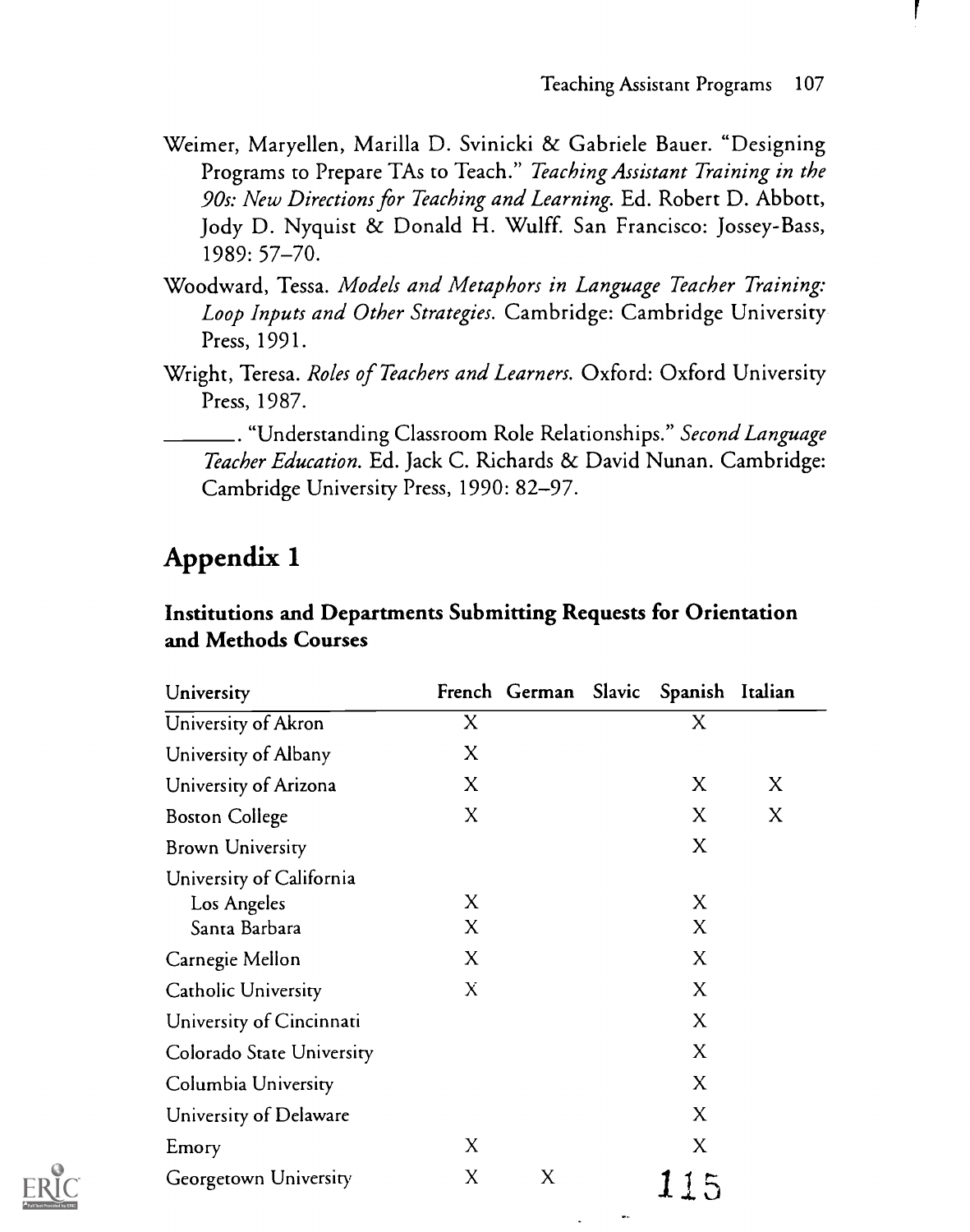Weimer, Maryellen, Marilla D. Svinicki & Gabriele Bauer. "Designing Programs to Prepare TAs to Teach." *Teaching Assistant Training in the 90s: New Directions for Teaching and Learning.* Ed. Robert D. Abbott, Jody D. Nyquist & Donald H. Wulff. San Francisco: Jossey-Bass, 1989: 57–70.

Woodward, Tessa. *Models and Metaphors in Language Teacher Training: Loop Inputs and Other Strategies.* Cambridge: Cambridge University Press, 1991.

Wright, Teresa. *Roles of Teachers and Learners.* Oxford: Oxford University Press, 1987.

_______. "Understanding Classroom Role Relationships." *Second Language Teacher Education.* Ed. Jack C. Richards & David Nunan. Cambridge: Cambridge University Press, 1990: 82–97.

## Appendix 1

### Institutions and Departments Submitting Requests for Orientation and Methods Courses

| University | French | German | Slavic | Spanish | Italian |
|---|---|---|---|---|---|
| University of Akron | X | | | X | |
| University of Albany | X | | | | |
| University of Arizona | X | | | X | X |
| Boston College | X | | | X | X |
| Brown University | | | | X | |
| University of California | | | | | |
| Los Angeles | X | | | X | |
| Santa Barbara | X | | | X | |
| Carnegie Mellon | X | | | X | |
| Catholic University | X | | | X | |
| University of Cincinnati | | | | X | |
| Colorado State University | | | | X | |
| Columbia University | | | | X | |
| University of Delaware | | | | X | |
| Emory | X | | | X | |
| Georgetown University | X | X | | | |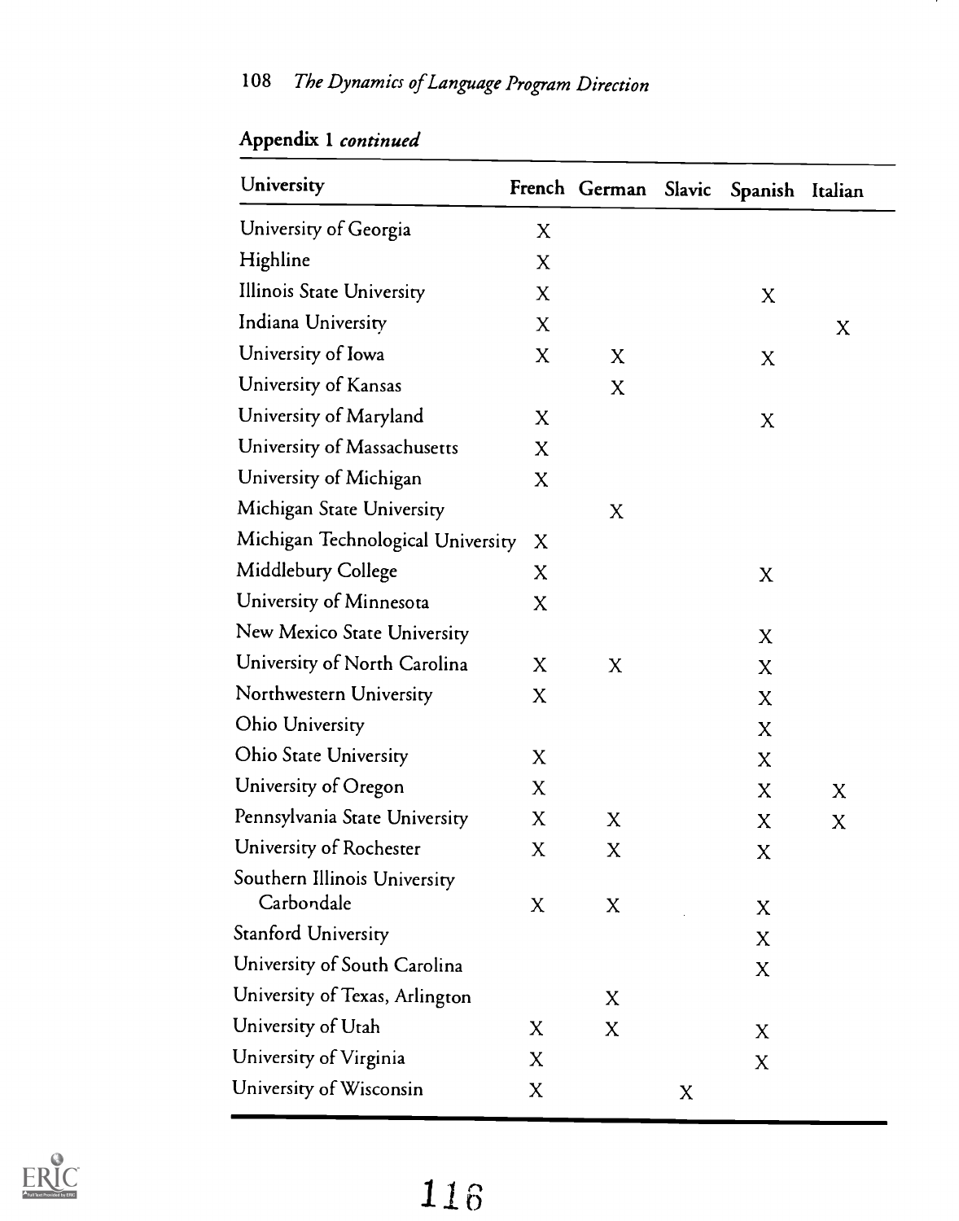**Appendix 1** *continued*

| University | French | German | Slavic | Spanish | Italian |
|---|---|---|---|---|---|
| University of Georgia | X | | | | |
| Highline | X | | | | |
| Illinois State University | X | | | X | |
| Indiana University | X | | | | X |
| University of Iowa | X | X | | X | |
| University of Kansas | | X | | | |
| University of Maryland | X | | | X | |
| University of Massachusetts | X | | | | |
| University of Michigan | X | | | | |
| Michigan State University | | X | | | |
| Michigan Technological University | X | | | | |
| Middlebury College | X | | | X | |
| University of Minnesota | X | | | | |
| New Mexico State University | | | | X | |
| University of North Carolina | X | X | | X | |
| Northwestern University | X | | | X | |
| Ohio University | | | | X | |
| Ohio State University | X | | | X | |
| University of Oregon | X | | | X | X |
| Pennsylvania State University | X | X | | X | X |
| University of Rochester | X | X | | X | |
| Southern Illinois University Carbondale | X | X | | X | |
| Stanford University | | | | X | |
| University of South Carolina | | | | X | |
| University of Texas, Arlington | | X | | | |
| University of Utah | X | X | | X | |
| University of Virginia | X | | | X | |
| University of Wisconsin | X | | X | | |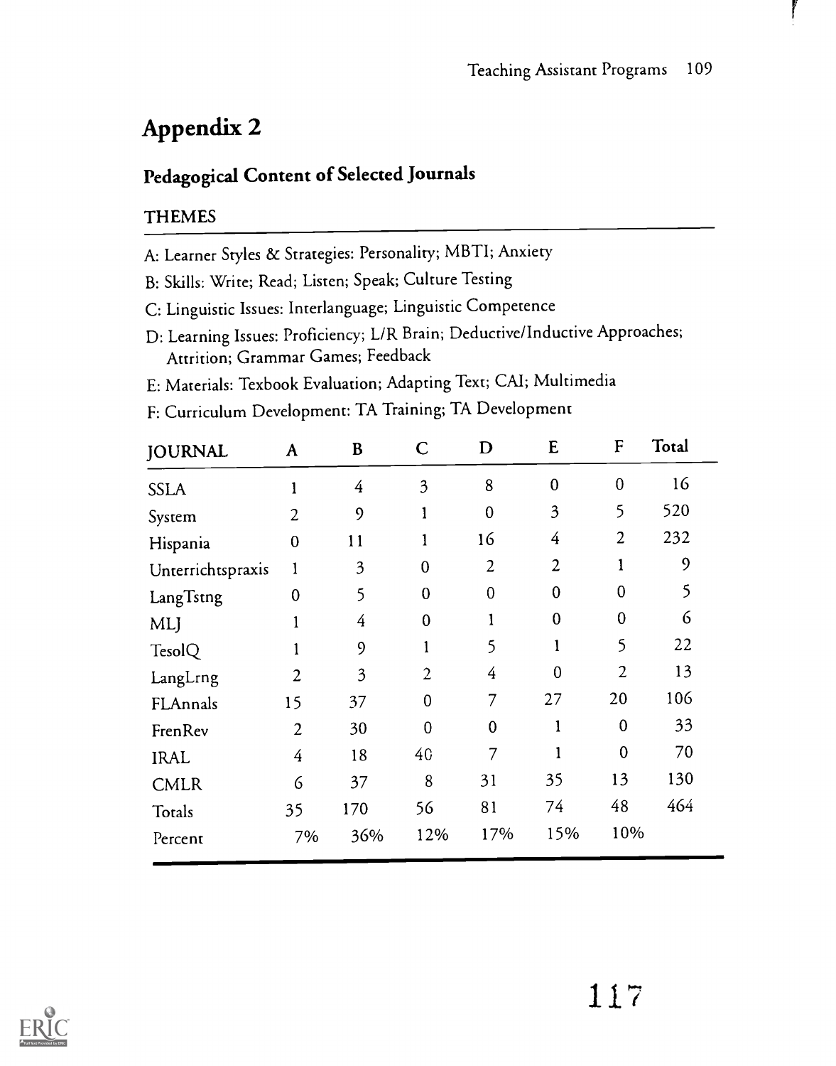# Appendix 2

## Pedagogical Content of Selected Journals

### THEMES

A: Learner Styles & Strategies: Personality; MBTI; Anxiety

B: Skills: Write; Read; Listen; Speak; Culture Testing

C: Linguistic Issues: Interlanguage; Linguistic Competence

D: Learning Issues: Proficiency; L/R Brain; Deductive/Inductive Approaches; Attrition; Grammar Games; Feedback

E: Materials: Texbook Evaluation; Adapting Text; CAI; Multimedia

F: Curriculum Development: TA Training; TA Development

| JOURNAL | A | B | C | D | E | F | Total |
|---|---|---|---|---|---|---|---|
| SSLA | 1 | 4 | 3 | 8 | 0 | 0 | 16 |
| System | 2 | 9 | 1 | 0 | 3 | 5 | 520 |
| Hispania | 0 | 11 | 1 | 16 | 4 | 2 | 232 |
| Unterrichtspraxis | 1 | 3 | 0 | 2 | 2 | 1 | 9 |
| LangTstng | 0 | 5 | 0 | 0 | 0 | 0 | 5 |
| MLJ | 1 | 4 | 0 | 1 | 0 | 0 | 6 |
| TesolQ | 1 | 9 | 1 | 5 | 1 | 5 | 22 |
| LangLrng | 2 | 3 | 2 | 4 | 0 | 2 | 13 |
| FLAnnals | 15 | 37 | 0 | 7 | 27 | 20 | 106 |
| FrenRev | 2 | 30 | 0 | 0 | 1 | 0 | 33 |
| IRAL | 4 | 18 | 40 | 7 | 1 | 0 | 70 |
| CMLR | 6 | 37 | 8 | 31 | 35 | 13 | 130 |
| Totals | 35 | 170 | 56 | 81 | 74 | 48 | 464 |
| Percent | 7% | 36% | 12% | 17% | 15% | 10% | |